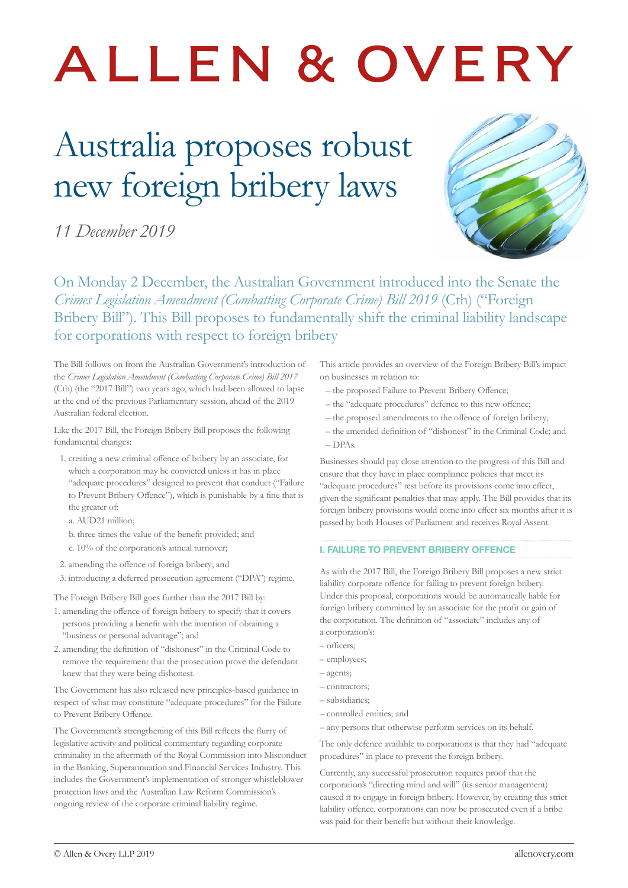# ALLEN & OVERY

# Australia proposes robust new foreign bribery laws

*11 December 2019*

On Monday 2 December, the Australian Government introduced into the Senate the *Crimes Legislation Amendment (Combatting Corporate Crime) Bill 2019* (Cth) ("Foreign Bribery Bill"). This Bill proposes to fundamentally shift the criminal liability landscape for corporations with respect to foreign bribery

The Bill follows on from the Australian Government's introduction of the *Crimes Legislation Amendment (Combatting Corporate Crime) Bill 2017* (Cth) (the "2017 Bill") two years ago, which had been allowed to lapse at the end of the previous Parliamentary session, ahead of the 2019 Australian federal election.

Like the 2017 Bill, the Foreign Bribery Bill proposes the following fundamental changes:

1. creating a new criminal offence of bribery by an associate, for which a corporation may be convicted unless it has in place "adequate procedures" designed to prevent that conduct ("Failure to Prevent Bribery Offence"), which is punishable by a fine that is the greater of:
   a. AUD21 million;
   b. three times the value of the benefit provided; and
   c. 10% of the corporation's annual turnover;
2. amending the offence of foreign bribery; and
3. introducing a deferred prosecution agreement ("DPA") regime.

The Foreign Bribery Bill goes further than the 2017 Bill by:

1. amending the offence of foreign bribery to specify that it covers persons providing a benefit with the intention of obtaining a "business or personal advantage"; and
2. amending the definition of "dishonest" in the Criminal Code to remove the requirement that the prosecution prove the defendant knew that they were being dishonest.

The Government has also released new principles-based guidance in respect of what may constitute "adequate procedures" for the Failure to Prevent Bribery Offence.

The Government's strengthening of this Bill reflects the flurry of legislative activity and political commentary regarding corporate criminality in the aftermath of the Royal Commission into Misconduct in the Banking, Superannuation and Financial Services Industry. This includes the Government's implementation of stronger whistleblower protection laws and the Australian Law Reform Commission's ongoing review of the corporate criminal liability regime.

This article provides an overview of the Foreign Bribery Bill's impact on businesses in relation to:

- the proposed Failure to Prevent Bribery Offence;
- the "adequate procedures" defence to this new offence;
- the proposed amendments to the offence of foreign bribery;
- the amended definition of "dishonest" in the Criminal Code; and
- DPAs.

Businesses should pay close attention to the progress of this Bill and ensure that they have in place compliance policies that meet its "adequate procedures" test before its provisions come into effect, given the significant penalties that may apply. The Bill provides that its foreign bribery provisions would come into effect six months after it is passed by both Houses of Parliament and receives Royal Assent.

## I. FAILURE TO PREVENT BRIBERY OFFENCE

As with the 2017 Bill, the Foreign Bribery Bill proposes a new strict liability corporate offence for failing to prevent foreign bribery. Under this proposal, corporations would be automatically liable for foreign bribery committed by an associate for the profit or gain of the corporation. The definition of "associate" includes any of a corporation's:

- officers;
- employees;
- agents;
- contractors;
- subsidiaries;
- controlled entities; and
- any persons that otherwise perform services on its behalf.

The only defence available to corporations is that they had "adequate procedures" in place to prevent the foreign bribery.

Currently, any successful prosecution requires proof that the corporation's "directing mind and will" (its senior management) caused it to engage in foreign bribery. However, by creating this strict liability offence, corporations can now be prosecuted even if a bribe was paid for their benefit but without their knowledge.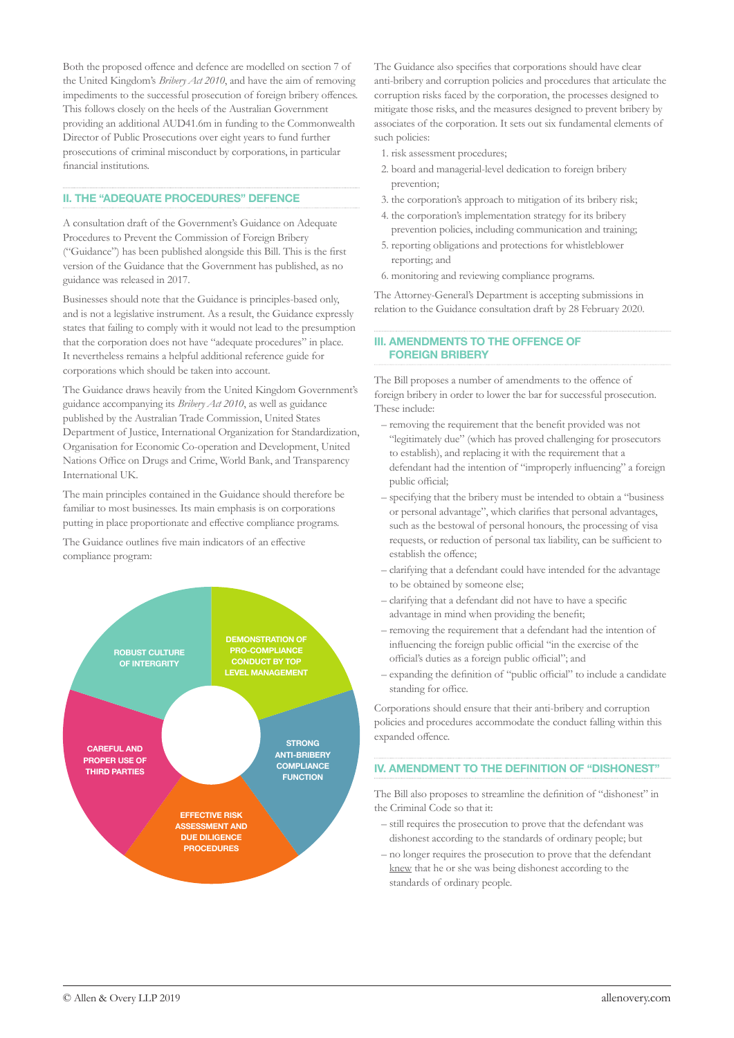Both the proposed offence and defence are modelled on section 7 of the United Kingdom's *Bribery Act 2010*, and have the aim of removing impediments to the successful prosecution of foreign bribery offences. This follows closely on the heels of the Australian Government providing an additional AUD41.6m in funding to the Commonwealth Director of Public Prosecutions over eight years to fund further prosecutions of criminal misconduct by corporations, in particular financial institutions.

## II. THE "ADEQUATE PROCEDURES" DEFENCE

A consultation draft of the Government's Guidance on Adequate Procedures to Prevent the Commission of Foreign Bribery ("Guidance") has been published alongside this Bill. This is the first version of the Guidance that the Government has published, as no guidance was released in 2017.

Businesses should note that the Guidance is principles-based only, and is not a legislative instrument. As a result, the Guidance expressly states that failing to comply with it would not lead to the presumption that the corporation does not have "adequate procedures" in place. It nevertheless remains a helpful additional reference guide for corporations which should be taken into account.

The Guidance draws heavily from the United Kingdom Government's guidance accompanying its *Bribery Act 2010*, as well as guidance published by the Australian Trade Commission, United States Department of Justice, International Organization for Standardization, Organisation for Economic Co-operation and Development, United Nations Office on Drugs and Crime, World Bank, and Transparency International UK.

The main principles contained in the Guidance should therefore be familiar to most businesses. Its main emphasis is on corporations putting in place proportionate and effective compliance programs.

The Guidance outlines five main indicators of an effective compliance program:

- DEMONSTRATION OF PRO-COMPLIANCE CONDUCT BY TOP LEVEL MANAGEMENT
- STRONG ANTI-BRIBERY COMPLIANCE FUNCTION
- EFFECTIVE RISK ASSESSMENT AND DUE DILIGENCE PROCEDURES
- CAREFUL AND PROPER USE OF THIRD PARTIES
- ROBUST CULTURE OF INTERGRITY

The Guidance also specifies that corporations should have clear anti-bribery and corruption policies and procedures that articulate the corruption risks faced by the corporation, the processes designed to mitigate those risks, and the measures designed to prevent bribery by associates of the corporation. It sets out six fundamental elements of such policies:

1. risk assessment procedures;
2. board and managerial-level dedication to foreign bribery prevention;
3. the corporation's approach to mitigation of its bribery risk;
4. the corporation's implementation strategy for its bribery prevention policies, including communication and training;
5. reporting obligations and protections for whistleblower reporting; and
6. monitoring and reviewing compliance programs.

The Attorney-General's Department is accepting submissions in relation to the Guidance consultation draft by 28 February 2020.

## III. AMENDMENTS TO THE OFFENCE OF FOREIGN BRIBERY

The Bill proposes a number of amendments to the offence of foreign bribery in order to lower the bar for successful prosecution. These include:

- removing the requirement that the benefit provided was not "legitimately due" (which has proved challenging for prosecutors to establish), and replacing it with the requirement that a defendant had the intention of "improperly influencing" a foreign public official;
- specifying that the bribery must be intended to obtain a "business or personal advantage", which clarifies that personal advantages, such as the bestowal of personal honours, the processing of visa requests, or reduction of personal tax liability, can be sufficient to establish the offence;
- clarifying that a defendant could have intended for the advantage to be obtained by someone else;
- clarifying that a defendant did not have to have a specific advantage in mind when providing the benefit;
- removing the requirement that a defendant had the intention of influencing the foreign public official "in the exercise of the official's duties as a foreign public official"; and
- expanding the definition of "public official" to include a candidate standing for office.

Corporations should ensure that their anti-bribery and corruption policies and procedures accommodate the conduct falling within this expanded offence.

## IV. AMENDMENT TO THE DEFINITION OF "DISHONEST"

The Bill also proposes to streamline the definition of "dishonest" in the Criminal Code so that it:

- still requires the prosecution to prove that the defendant was dishonest according to the standards of ordinary people; but
- no longer requires the prosecution to prove that the defendant knew that he or she was being dishonest according to the standards of ordinary people.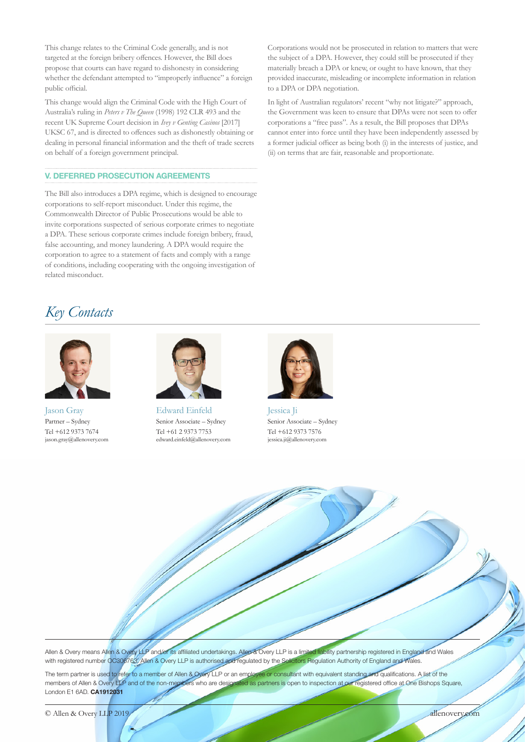This change relates to the Criminal Code generally, and is not targeted at the foreign bribery offences. However, the Bill does propose that courts can have regard to dishonesty in considering whether the defendant attempted to "improperly influence" a foreign public official.

This change would align the Criminal Code with the High Court of Australia's ruling in *Peters v The Queen* (1998) 192 CLR 493 and the recent UK Supreme Court decision in *Ivey v Genting Casinos* [2017] UKSC 67, and is directed to offences such as dishonestly obtaining or dealing in personal financial information and the theft of trade secrets on behalf of a foreign government principal.

## V. DEFERRED PROSECUTION AGREEMENTS

The Bill also introduces a DPA regime, which is designed to encourage corporations to self-report misconduct. Under this regime, the Commonwealth Director of Public Prosecutions would be able to invite corporations suspected of serious corporate crimes to negotiate a DPA. These serious corporate crimes include foreign bribery, fraud, false accounting, and money laundering. A DPA would require the corporation to agree to a statement of facts and comply with a range of conditions, including cooperating with the ongoing investigation of related misconduct.

Corporations would not be prosecuted in relation to matters that were the subject of a DPA. However, they could still be prosecuted if they materially breach a DPA or knew, or ought to have known, that they provided inaccurate, misleading or incomplete information in relation to a DPA or DPA negotiation.

In light of Australian regulators' recent "why not litigate?" approach, the Government was keen to ensure that DPAs were not seen to offer corporations a "free pass". As a result, the Bill proposes that DPAs cannot enter into force until they have been independently assessed by a former judicial officer as being both (i) in the interests of justice, and (ii) on terms that are fair, reasonable and proportionate.

# *Key Contacts*

Jason Gray
Partner – Sydney
Tel +612 9373 7674
jason.gray@allenovery.com

Edward Einfeld
Senior Associate – Sydney
Tel +61 2 9373 7753
edward.einfeld@allenovery.com

Jessica Ji
Senior Associate – Sydney
Tel +612 9373 7576
jessica.ji@allenovery.com

Allen & Overy means Allen & Overy LLP and/or its affiliated undertakings. Allen & Overy LLP is a limited liability partnership registered in England and Wales with registered number OC306763. Allen & Overy LLP is authorised and regulated by the Solicitors Regulation Authority of England and Wales.

The term partner is used to refer to a member of Allen & Overy LLP or an employee or consultant with equivalent standing and qualifications. A list of the members of Allen & Overy LLP and of the non-members who are designated as partners is open to inspection at our registered office at One Bishops Square, London E1 6AD. **CA1912031**

© Allen & Overy LLP 2019

allenovery.com